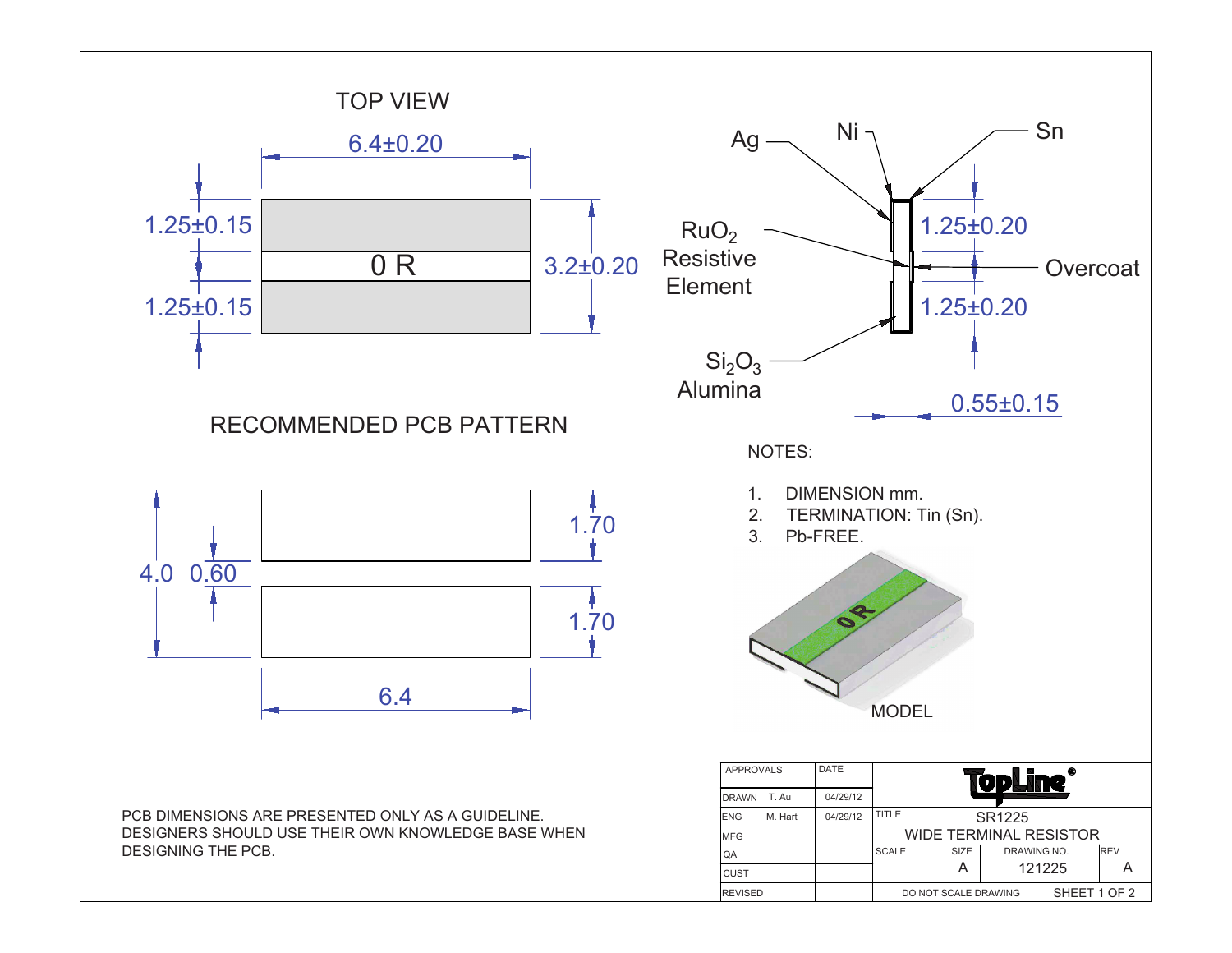## TOP VIEW

6.4±0.20

1.25±0.15

0 R

3.2±0.20

1.25±0.15

Ag

Ni

Sn

$RuO_2$ Resistive Element

1.25±0.20

Overcoat

1.25±0.20

$Si_2O_3$ Alumina

0.55±0.15

## RECOMMENDED PCB PATTERN

1.70

4.0

0.60

1.70

6.4

NOTES:

1. DIMENSION mm.
2. TERMINATION: Tin (Sn).
3. Pb-FREE.

MODEL

PCB DIMENSIONS ARE PRESENTED ONLY AS A GUIDELINE. DESIGNERS SHOULD USE THEIR OWN KNOWLEDGE BASE WHEN DESIGNING THE PCB.

| APPROVALS | | DATE | TopLine® | | | |
|---|---|---|---|---|---|---|
| DRAWN | T. Au | 04/29/12 | | | | |
| ENG | M. Hart | 04/29/12 | TITLE SR1225 | | | |
| MFG | | | WIDE TERMINAL RESISTOR | | | |
| QA | | | SCALE | SIZE A | DRAWING NO. 121225 | REV A |
| CUST | | | | | | |
| REVISED | | | DO NOT SCALE DRAWING | | SHEET 1 OF 2 | |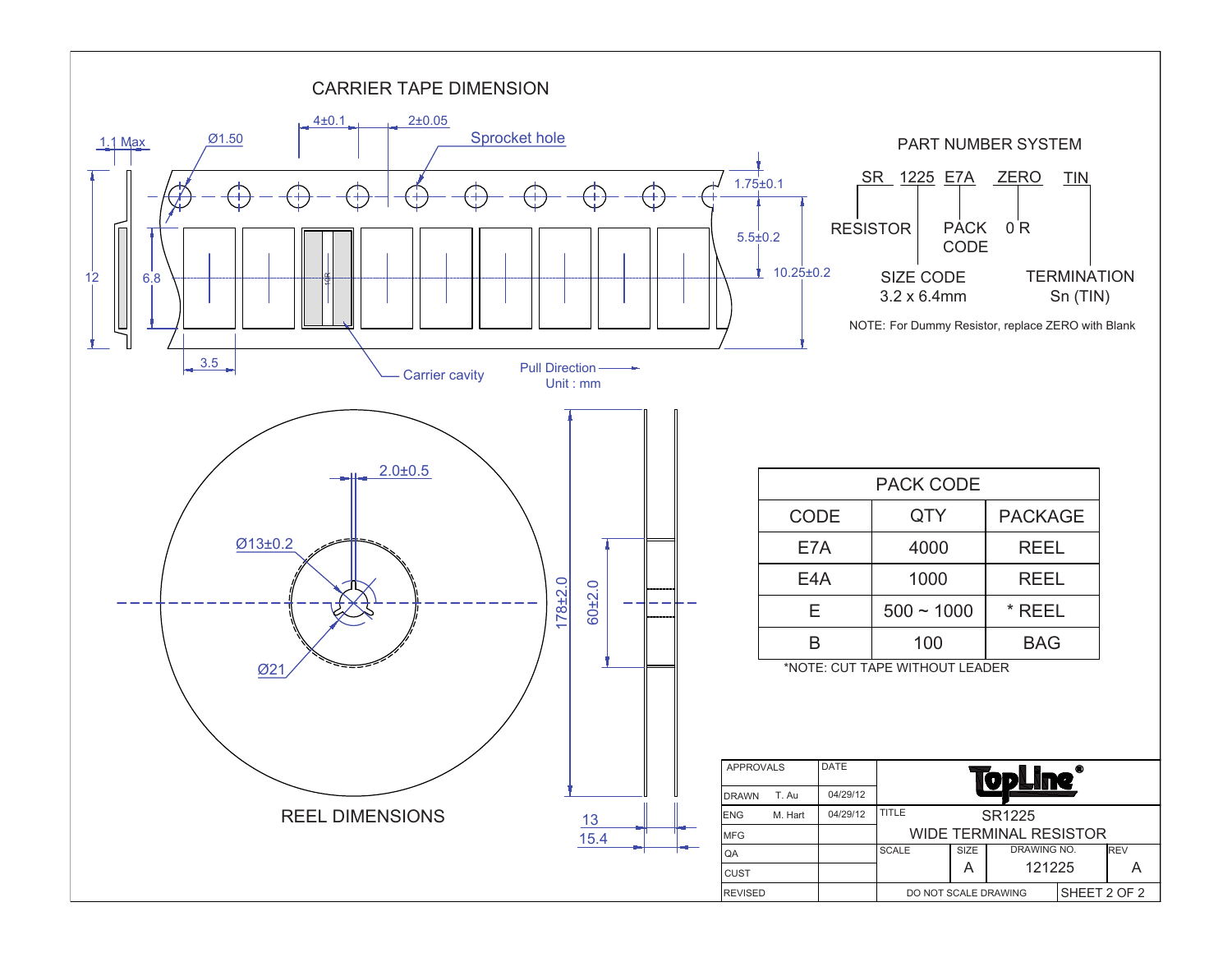## CARRIER TAPE DIMENSION

1.1 Max

Ø1.50

4±0.1

2±0.05

Sprocket hole

1.75±0.1

5.5±0.2

10.25±0.2

12

6.8

3.5

Carrier cavity

Pull Direction

Unit : mm

## PART NUMBER SYSTEM

SR 1225 E7A ZERO TIN

RESISTOR

PACK CODE

0 R

SIZE CODE
3.2 x 6.4mm

TERMINATION
Sn (TIN)

NOTE: For Dummy Resistor, replace ZERO with Blank

## REEL DIMENSIONS

2.0±0.5

Ø13±0.2

Ø21

178±2.0

60±2.0

13

15.4

| PACK CODE | | |
|---|---|---|
| CODE | QTY | PACKAGE |
| E7A | 4000 | REEL |
| E4A | 1000 | REEL |
| E | 500 ~ 1000 | * REEL |
| B | 100 | BAG |

*NOTE: CUT TAPE WITHOUT LEADER

| APPROVALS | | DATE |
|---|---|---|
| DRAWN | T. Au | 04/29/12 |
| ENG | M. Hart | 04/29/12 |
| MFG | | |
| QA | | |
| CUST | | |
| REVISED | | |

TopLine®

TITLE: SR1225 WIDE TERMINAL RESISTOR

| SCALE | SIZE | DRAWING NO. | REV |
|---|---|---|---|
| | A | 121225 | A |

DO NOT SCALE DRAWING